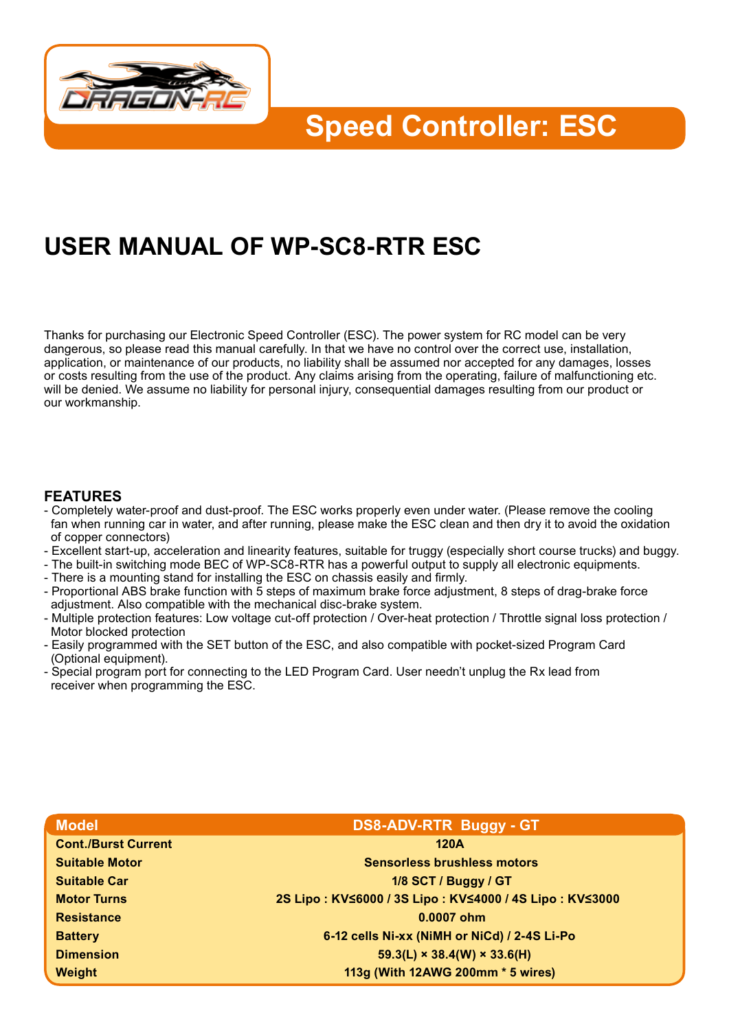# Speed Controller: ESC

## USER MANUAL OF WP-SC8-RTR ESC

Thanks for purchasing our Electronic Speed Controller (ESC). The power system for RC model can be very dangerous, so please read this manual carefully. In that we have no control over the correct use, installation, application, or maintenance of our products, no liability shall be assumed nor accepted for any damages, losses or costs resulting from the use of the product. Any claims arising from the operating, failure of malfunctioning etc. will be denied. We assume no liability for personal injury, consequential damages resulting from our product or our workmanship.

### FEATURES

- Completely water-proof and dust-proof. The ESC works properly even under water. (Please remove the cooling fan when running car in water, and after running, please make the ESC clean and then dry it to avoid the oxidation of copper connectors)
- Excellent start-up, acceleration and linearity features, suitable for truggy (especially short course trucks) and buggy.
- The built-in switching mode BEC of WP-SC8-RTR has a powerful output to supply all electronic equipments.
- There is a mounting stand for installing the ESC on chassis easily and firmly.
- Proportional ABS brake function with 5 steps of maximum brake force adjustment, 8 steps of drag-brake force adjustment. Also compatible with the mechanical disc-brake system.
- Multiple protection features: Low voltage cut-off protection / Over-heat protection / Throttle signal loss protection / Motor blocked protection
- Easily programmed with the SET button of the ESC, and also compatible with pocket-sized Program Card (Optional equipment).
- Special program port for connecting to the LED Program Card. User needn't unplug the Rx lead from receiver when programming the ESC.

| Model | DS8-ADV-RTR Buggy - GT |
|---|---|
| Cont./Burst Current | 120A |
| Suitable Motor | Sensorless brushless motors |
| Suitable Car | 1/8 SCT / Buggy / GT |
| Motor Turns | 2S Lipo : KV≤6000 / 3S Lipo : KV≤4000 / 4S Lipo : KV≤3000 |
| Resistance | 0.0007 ohm |
| Battery | 6-12 cells Ni-xx (NiMH or NiCd) / 2-4S Li-Po |
| Dimension | 59.3(L) × 38.4(W) × 33.6(H) |
| Weight | 113g (With 12AWG 200mm * 5 wires) |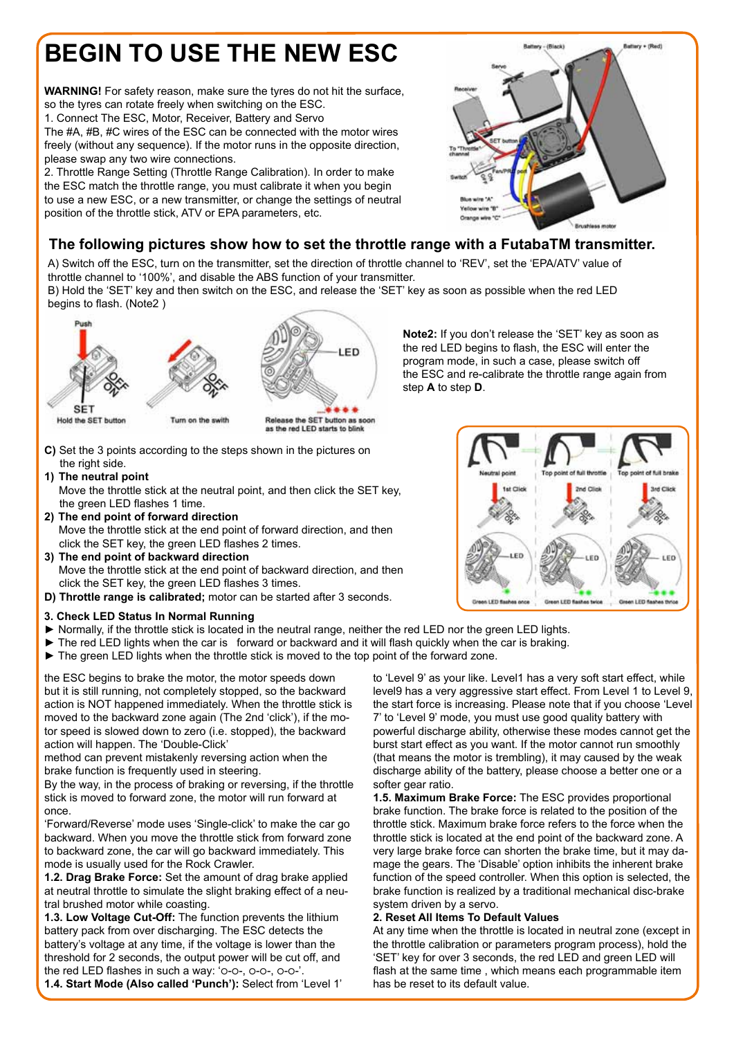# BEGIN TO USE THE NEW ESC

**WARNING!** For safety reason, make sure the tyres do not hit the surface, so the tyres can rotate freely when switching on the ESC.

1. Connect The ESC, Motor, Receiver, Battery and Servo

The #A, #B, #C wires of the ESC can be connected with the motor wires freely (without any sequence). If the motor runs in the opposite direction, please swap any two wire connections.

2. Throttle Range Setting (Throttle Range Calibration). In order to make the ESC match the throttle range, you must calibrate it when you begin to use a new ESC, or a new transmitter, or change the settings of neutral position of the throttle stick, ATV or EPA parameters, etc.

## The following pictures show how to set the throttle range with a FutabaTM transmitter.

A) Switch off the ESC, turn on the transmitter, set the direction of throttle channel to 'REV', set the 'EPA/ATV' value of throttle channel to '100%', and disable the ABS function of your transmitter.

B) Hold the 'SET' key and then switch on the ESC, and release the 'SET' key as soon as possible when the red LED begins to flash. (Note2 )

Hold the SET button — Turn on the swith — Release the SET button as soon as the red LED starts to blink

**Note2:** If you don't release the 'SET' key as soon as the red LED begins to flash, the ESC will enter the program mode, in such a case, please switch off the ESC and re-calibrate the throttle range again from step **A** to step **D**.

**C)** Set the 3 points according to the steps shown in the pictures on the right side.

**1) The neutral point**
Move the throttle stick at the neutral point, and then click the SET key, the green LED flashes 1 time.

**2) The end point of forward direction**
Move the throttle stick at the end point of forward direction, and then click the SET key, the green LED flashes 2 times.

**3) The end point of backward direction**
Move the throttle stick at the end point of backward direction, and then click the SET key, the green LED flashes 3 times.

**D) Throttle range is calibrated;** motor can be started after 3 seconds.

Neutral point – 1st Click – Green LED flashes once; Top point of full throttle – 2nd Click – Green LED flashes twice; Top point of full brake – 3rd Click – Green LED flashes thrice

### 3. Check LED Status In Normal Running

- Normally, if the throttle stick is located in the neutral range, neither the red LED nor the green LED lights.
- The red LED lights when the car is forward or backward and it will flash quickly when the car is braking.
- The green LED lights when the throttle stick is moved to the top point of the forward zone.

the ESC begins to brake the motor, the motor speeds down but it is still running, not completely stopped, so the backward action is NOT happened immediately. When the throttle stick is moved to the backward zone again (The 2nd 'click'), if the motor speed is slowed down to zero (i.e. stopped), the backward action will happen. The 'Double-Click' method can prevent mistakenly reversing action when the brake function is frequently used in steering.

By the way, in the process of braking or reversing, if the throttle stick is moved to forward zone, the motor will run forward at once.

'Forward/Reverse' mode uses 'Single-click' to make the car go backward. When you move the throttle stick from forward zone to backward zone, the car will go backward immediately. This mode is usually used for the Rock Crawler.

**1.2. Drag Brake Force:** Set the amount of drag brake applied at neutral throttle to simulate the slight braking effect of a neutral brushed motor while coasting.

**1.3. Low Voltage Cut-Off:** The function prevents the lithium battery pack from over discharging. The ESC detects the battery's voltage at any time, if the voltage is lower than the threshold for 2 seconds, the output power will be cut off, and the red LED flashes in such a way: 'o-o-, o-o-, o-o-'.

**1.4. Start Mode (Also called 'Punch'):** Select from 'Level 1' to 'Level 9' as your like. Level1 has a very soft start effect, while level9 has a very aggressive start effect. From Level 1 to Level 9, the start force is increasing. Please note that if you choose 'Level 7' to 'Level 9' mode, you must use good quality battery with powerful discharge ability, otherwise these modes cannot get the burst start effect as you want. If the motor cannot run smoothly (that means the motor is trembling), it may caused by the weak discharge ability of the battery, please choose a better one or a softer gear ratio.

**1.5. Maximum Brake Force:** The ESC provides proportional brake function. The brake force is related to the position of the throttle stick. Maximum brake force refers to the force when the throttle stick is located at the end point of the backward zone. A very large brake force can shorten the brake time, but it may damage the gears. The 'Disable' option inhibits the inherent brake function of the speed controller. When this option is selected, the brake function is realized by a traditional mechanical disc-brake system driven by a servo.

**2. Reset All Items To Default Values**

At any time when the throttle is located in neutral zone (except in the throttle calibration or parameters program process), hold the 'SET' key for over 3 seconds, the red LED and green LED will flash at the same time , which means each programmable item has be reset to its default value.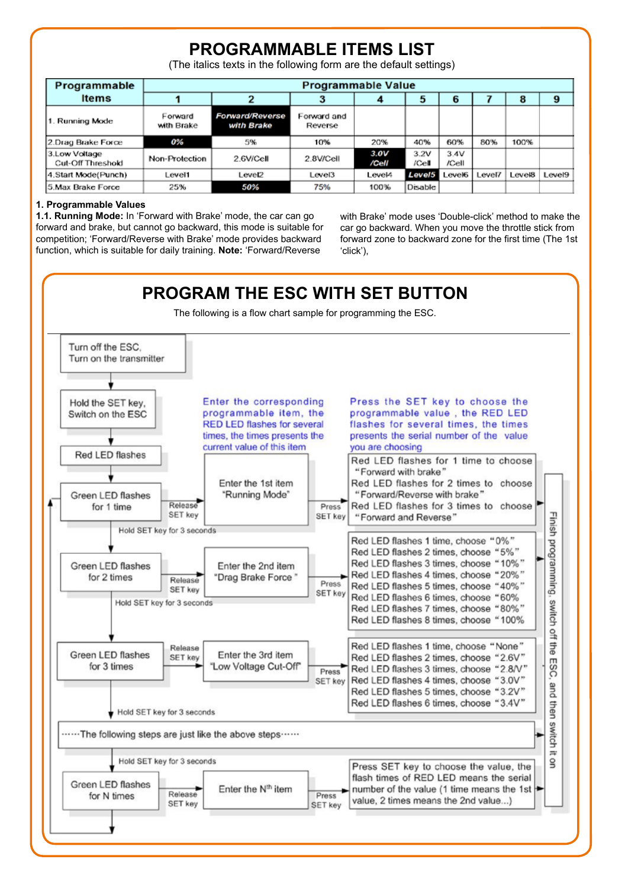# PROGRAMMABLE ITEMS LIST

(The italics texts in the following form are the default settings)

| Programmable Items | Programmable Value | | | | | | | | |
|---|---|---|---|---|---|---|---|---|---|
| | 1 | 2 | 3 | 4 | 5 | 6 | 7 | 8 | 9 |
| 1. Running Mode | Forward with Brake | *Forward/Reverse with Brake* | Forward and Reverse | | | | | | |
| 2.Drag Brake Force | *0%* | 5% | 10% | 20% | 40% | 60% | 80% | 100% | |
| 3.Low Voltage Cut-Off Threshold | Non-Protection | 2.6V/Cell | 2.8V/Cell | *3.0V /Cell* | 3.2V /Cell | 3.4V /Cell | | | |
| 4.Start Mode(Punch) | Level1 | Level2 | Level3 | Level4 | *Level5* | Level6 | Level7 | Level8 | Level9 |
| 5.Max Brake Force | 25% | *50%* | 75% | 100% | Disable | | | | |

**1. Programmable Values**

**1.1. Running Mode:** In 'Forward with Brake' mode, the car can go forward and brake, but cannot go backward, this mode is suitable for competition; 'Forward/Reverse with Brake' mode provides backward function, which is suitable for daily training. **Note:** 'Forward/Reverse with Brake' mode uses 'Double-click' method to make the car go backward. When you move the throttle stick from forward zone to backward zone for the first time (The 1st 'click'),

# PROGRAM THE ESC WITH SET BUTTON

The following is a flow chart sample for programming the ESC.

Turn off the ESC, Turn on the transmitter

↓

Hold the SET key, Switch on the ESC

↓

Red LED flashes

↓

Enter the corresponding programmable item, the RED LED flashes for several times, the times presents the current value of this item

Press the SET key to choose the programmable value , the RED LED flashes for several times, the times presents the serial number of the value you are choosing

- Green LED flashes for 1 time → Release SET key → Enter the 1st item "Running Mode" → Press SET key →
  - Red LED flashes for 1 time to choose "Forward with brake"
  - Red LED flashes for 2 times to choose "Forward/Reverse with brake"
  - Red LED flashes for 3 times to choose "Forward and Reverse"

Hold SET key for 3 seconds

- Green LED flashes for 2 times → Release SET key → Enter the 2nd item "Drag Brake Force" → Press SET key →
  - Red LED flashes 1 time, choose "0%"
  - Red LED flashes 2 times, choose "5%"
  - Red LED flashes 3 times, choose "10%"
  - Red LED flashes 4 times, choose "20%"
  - Red LED flashes 5 times, choose "40%"
  - Red LED flashes 6 times, choose "60%
  - Red LED flashes 7 times, choose "80%"
  - Red LED flashes 8 times, choose "100%

Hold SET key for 3 seconds

- Green LED flashes for 3 times → Release SET key → Enter the 3rd item "Low Voltage Cut-Off" → Press SET key →
  - Red LED flashes 1 time, choose "None"
  - Red LED flashes 2 times, choose "2.6V"
  - Red LED flashes 3 times, choose "2.8V"
  - Red LED flashes 4 times, choose "3.0V"
  - Red LED flashes 5 times, choose "3.2V"
  - Red LED flashes 6 times, choose "3.4V"

Hold SET key for 3 seconds

······The following steps are just like the above steps······

Hold SET key for 3 seconds

- Green LED flashes for N times → Release SET key → Enter the N[th] item → Press SET key → Press SET key to choose the value, the flash times of RED LED means the serial number of the value (1 time means the 1st value, 2 times means the 2nd value...)

Finish programming, switch off the ESC, and then switch it on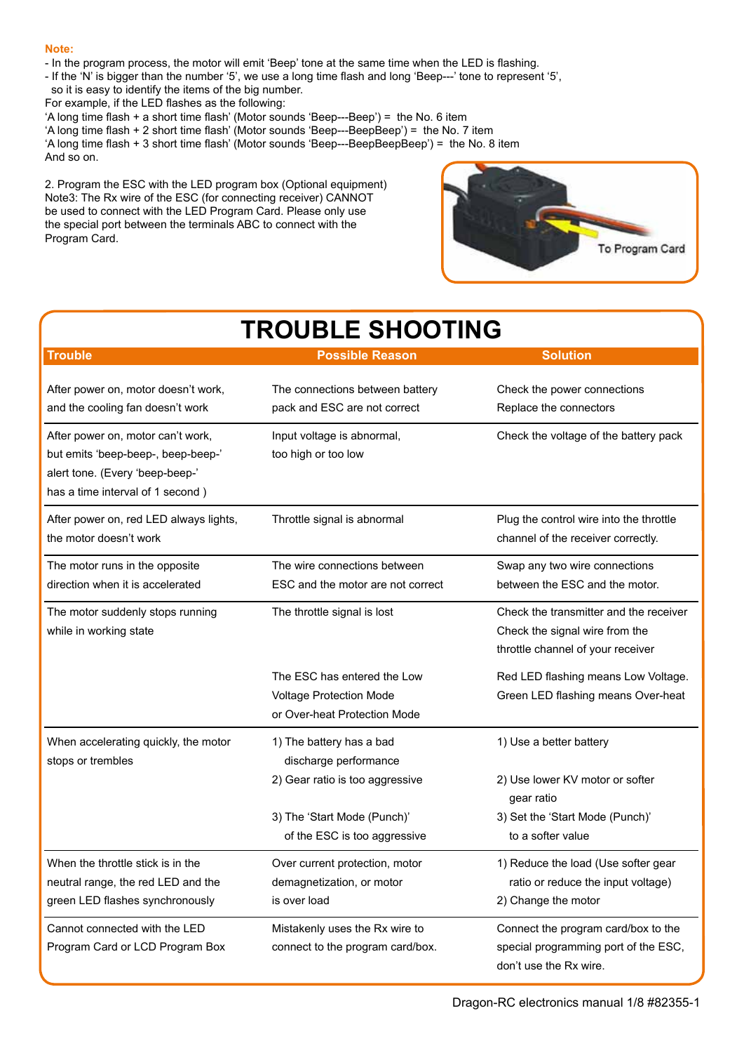**Note:**

- In the program process, the motor will emit 'Beep' tone at the same time when the LED is flashing.
- If the 'N' is bigger than the number '5', we use a long time flash and long 'Beep---' tone to represent '5', so it is easy to identify the items of the big number.

For example, if the LED flashes as the following:

'A long time flash + a short time flash' (Motor sounds 'Beep---Beep') = the No. 6 item
'A long time flash + 2 short time flash' (Motor sounds 'Beep---BeepBeep') = the No. 7 item
'A long time flash + 3 short time flash' (Motor sounds 'Beep---BeepBeepBeep') = the No. 8 item
And so on.

2. Program the ESC with the LED program box (Optional equipment)
Note3: The Rx wire of the ESC (for connecting receiver) CANNOT be used to connect with the LED Program Card. Please only use the special port between the terminals ABC to connect with the Program Card.

To Program Card

# TROUBLE SHOOTING

| Trouble | Possible Reason | Solution |
|---|---|---|
| After power on, motor doesn't work, and the cooling fan doesn't work | The connections between battery pack and ESC are not correct | Check the power connections<br>Replace the connectors |
| After power on, motor can't work, but emits 'beep-beep-, beep-beep-' alert tone. (Every 'beep-beep-' has a time interval of 1 second ) | Input voltage is abnormal, too high or too low | Check the voltage of the battery pack |
| After power on, red LED always lights, the motor doesn't work | Throttle signal is abnormal | Plug the control wire into the throttle channel of the receiver correctly. |
| The motor runs in the opposite direction when it is accelerated | The wire connections between ESC and the motor are not correct | Swap any two wire connections between the ESC and the motor. |
| The motor suddenly stops running while in working state | The throttle signal is lost | Check the transmitter and the receiver<br>Check the signal wire from the throttle channel of your receiver |
| | The ESC has entered the Low Voltage Protection Mode or Over-heat Protection Mode | Red LED flashing means Low Voltage.<br>Green LED flashing means Over-heat |
| When accelerating quickly, the motor stops or trembles | 1) The battery has a bad discharge performance<br>2) Gear ratio is too aggressive<br>3) The 'Start Mode (Punch)' of the ESC is too aggressive | 1) Use a better battery<br>2) Use lower KV motor or softer gear ratio<br>3) Set the 'Start Mode (Punch)' to a softer value |
| When the throttle stick is in the neutral range, the red LED and the green LED flashes synchronously | Over current protection, motor demagnetization, or motor is over load | 1) Reduce the load (Use softer gear ratio or reduce the input voltage)<br>2) Change the motor |
| Cannot connected with the LED Program Card or LCD Program Box | Mistakenly uses the Rx wire to connect to the program card/box. | Connect the program card/box to the special programming port of the ESC, don't use the Rx wire. |

Dragon-RC electronics manual 1/8 #82355-1